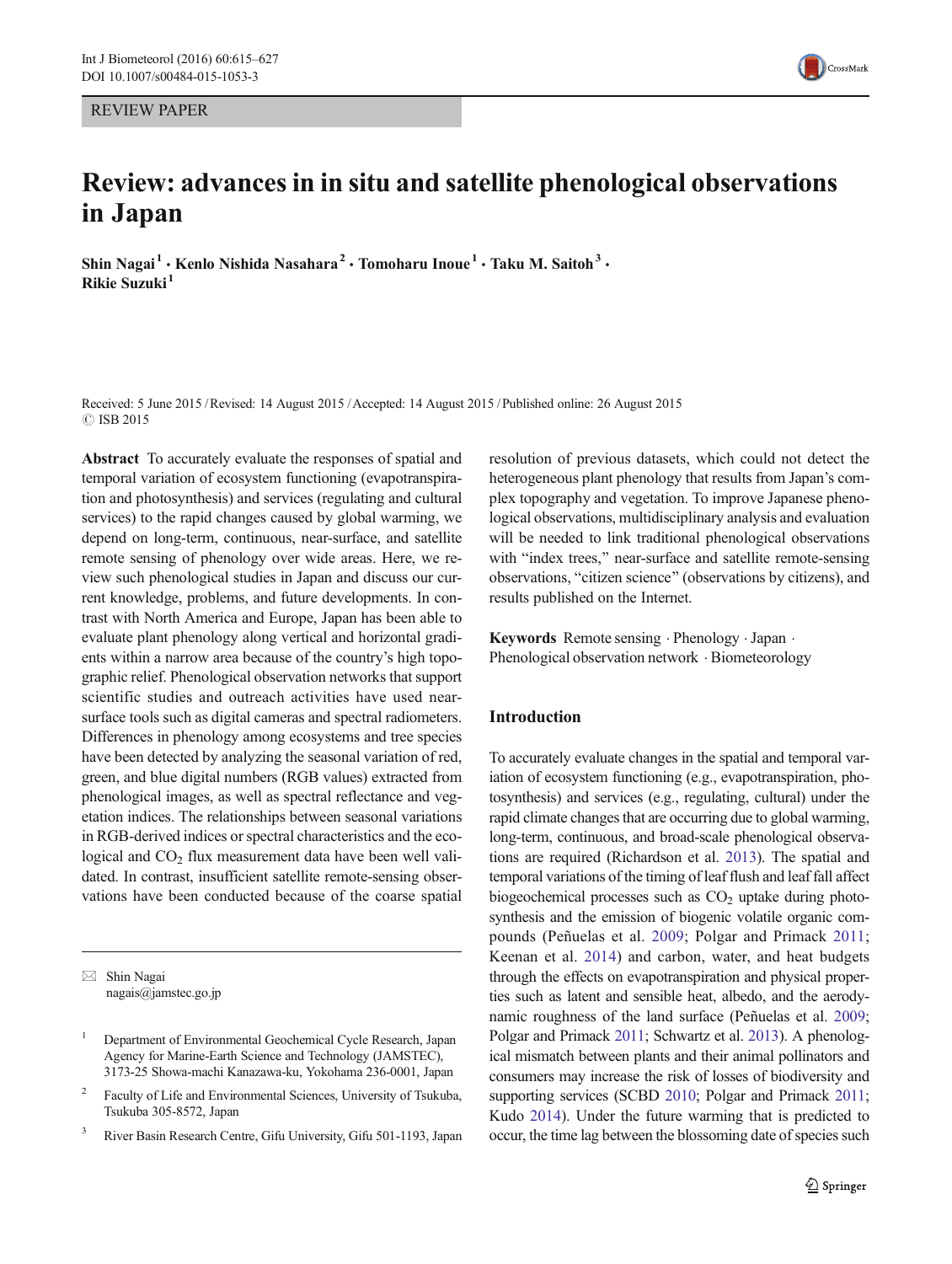REVIEW PAPER

# Review: advances in in situ and satellite phenological observations in Japan

**Shin Nagai[1] · Kenlo Nishida Nasahara[2] · Tomoharu Inoue[1] · Taku M. Saitoh[3] · Rikie Suzuki[1]**

Received: 5 June 2015 / Revised: 14 August 2015 / Accepted: 14 August 2015 / Published online: 26 August 2015
© ISB 2015

**Abstract** To accurately evaluate the responses of spatial and temporal variation of ecosystem functioning (evapotranspiration and photosynthesis) and services (regulating and cultural services) to the rapid changes caused by global warming, we depend on long-term, continuous, near-surface, and satellite remote sensing of phenology over wide areas. Here, we review such phenological studies in Japan and discuss our current knowledge, problems, and future developments. In contrast with North America and Europe, Japan has been able to evaluate plant phenology along vertical and horizontal gradients within a narrow area because of the country's high topographic relief. Phenological observation networks that support scientific studies and outreach activities have used near-surface tools such as digital cameras and spectral radiometers. Differences in phenology among ecosystems and tree species have been detected by analyzing the seasonal variation of red, green, and blue digital numbers (RGB values) extracted from phenological images, as well as spectral reflectance and vegetation indices. The relationships between seasonal variations in RGB-derived indices or spectral characteristics and the ecological and $CO_2$ flux measurement data have been well validated. In contrast, insufficient satellite remote-sensing observations have been conducted because of the coarse spatial resolution of previous datasets, which could not detect the heterogeneous plant phenology that results from Japan's complex topography and vegetation. To improve Japanese phenological observations, multidisciplinary analysis and evaluation will be needed to link traditional phenological observations with "index trees," near-surface and satellite remote-sensing observations, "citizen science" (observations by citizens), and results published on the Internet.

**Keywords** Remote sensing · Phenology · Japan · Phenological observation network · Biometeorology

✉ Shin Nagai
nagais@jamstec.go.jp

[1] Department of Environmental Geochemical Cycle Research, Japan Agency for Marine-Earth Science and Technology (JAMSTEC), 3173-25 Showa-machi Kanazawa-ku, Yokohama 236-0001, Japan

[2] Faculty of Life and Environmental Sciences, University of Tsukuba, Tsukuba 305-8572, Japan

[3] River Basin Research Centre, Gifu University, Gifu 501-1193, Japan

## Introduction

To accurately evaluate changes in the spatial and temporal variation of ecosystem functioning (e.g., evapotranspiration, photosynthesis) and services (e.g., regulating, cultural) under the rapid climate changes that are occurring due to global warming, long-term, continuous, and broad-scale phenological observations are required (Richardson et al. 2013). The spatial and temporal variations of the timing of leaf flush and leaf fall affect biogeochemical processes such as $CO_2$ uptake during photosynthesis and the emission of biogenic volatile organic compounds (Peñuelas et al. 2009; Polgar and Primack 2011; Keenan et al. 2014) and carbon, water, and heat budgets through the effects on evapotranspiration and physical properties such as latent and sensible heat, albedo, and the aerodynamic roughness of the land surface (Peñuelas et al. 2009; Polgar and Primack 2011; Schwartz et al. 2013). A phenological mismatch between plants and their animal pollinators and consumers may increase the risk of losses of biodiversity and supporting services (SCBD 2010; Polgar and Primack 2011; Kudo 2014). Under the future warming that is predicted to occur, the time lag between the blossoming date of species such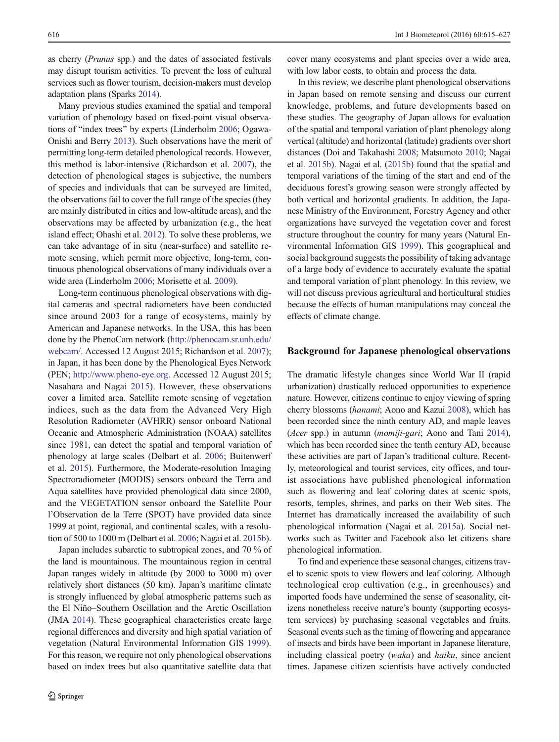as cherry (*Prunus* spp.) and the dates of associated festivals may disrupt tourism activities. To prevent the loss of cultural services such as flower tourism, decision-makers must develop adaptation plans (Sparks 2014).

Many previous studies examined the spatial and temporal variation of phenology based on fixed-point visual observations of "index trees" by experts (Linderholm 2006; Ogawa-Onishi and Berry 2013). Such observations have the merit of permitting long-term detailed phenological records. However, this method is labor-intensive (Richardson et al. 2007), the detection of phenological stages is subjective, the numbers of species and individuals that can be surveyed are limited, the observations fail to cover the full range of the species (they are mainly distributed in cities and low-altitude areas), and the observations may be affected by urbanization (e.g., the heat island effect; Ohashi et al. 2012). To solve these problems, we can take advantage of in situ (near-surface) and satellite remote sensing, which permit more objective, long-term, continuous phenological observations of many individuals over a wide area (Linderholm 2006; Morisette et al. 2009).

Long-term continuous phenological observations with digital cameras and spectral radiometers have been conducted since around 2003 for a range of ecosystems, mainly by American and Japanese networks. In the USA, this has been done by the PhenoCam network (http://phenocam.sr.unh.edu/webcam/. Accessed 12 August 2015; Richardson et al. 2007); in Japan, it has been done by the Phenological Eyes Network (PEN; http://www.pheno-eye.org. Accessed 12 August 2015; Nasahara and Nagai 2015). However, these observations cover a limited area. Satellite remote sensing of vegetation indices, such as the data from the Advanced Very High Resolution Radiometer (AVHRR) sensor onboard National Oceanic and Atmospheric Administration (NOAA) satellites since 1981, can detect the spatial and temporal variation of phenology at large scales (Delbart et al. 2006; Buitenwerf et al. 2015). Furthermore, the Moderate-resolution Imaging Spectroradiometer (MODIS) sensors onboard the Terra and Aqua satellites have provided phenological data since 2000, and the VEGETATION sensor onboard the Satellite Pour l'Observation de la Terre (SPOT) have provided data since 1999 at point, regional, and continental scales, with a resolution of 500 to 1000 m (Delbart et al. 2006; Nagai et al. 2015b).

Japan includes subarctic to subtropical zones, and 70 % of the land is mountainous. The mountainous region in central Japan ranges widely in altitude (by 2000 to 3000 m) over relatively short distances (50 km). Japan's maritime climate is strongly influenced by global atmospheric patterns such as the El Niño–Southern Oscillation and the Arctic Oscillation (JMA 2014). These geographical characteristics create large regional differences and diversity and high spatial variation of vegetation (Natural Environmental Information GIS 1999). For this reason, we require not only phenological observations based on index trees but also quantitative satellite data that cover many ecosystems and plant species over a wide area, with low labor costs, to obtain and process the data.

In this review, we describe plant phenological observations in Japan based on remote sensing and discuss our current knowledge, problems, and future developments based on these studies. The geography of Japan allows for evaluation of the spatial and temporal variation of plant phenology along vertical (altitude) and horizontal (latitude) gradients over short distances (Doi and Takahashi 2008; Matsumoto 2010; Nagai et al. 2015b). Nagai et al. (2015b) found that the spatial and temporal variations of the timing of the start and end of the deciduous forest's growing season were strongly affected by both vertical and horizontal gradients. In addition, the Japanese Ministry of the Environment, Forestry Agency and other organizations have surveyed the vegetation cover and forest structure throughout the country for many years (Natural Environmental Information GIS 1999). This geographical and social background suggests the possibility of taking advantage of a large body of evidence to accurately evaluate the spatial and temporal variation of plant phenology. In this review, we will not discuss previous agricultural and horticultural studies because the effects of human manipulations may conceal the effects of climate change.

## Background for Japanese phenological observations

The dramatic lifestyle changes since World War II (rapid urbanization) drastically reduced opportunities to experience nature. However, citizens continue to enjoy viewing of spring cherry blossoms (*hanami*; Aono and Kazui 2008), which has been recorded since the ninth century AD, and maple leaves (*Acer* spp.) in autumn (*momiji-gari*; Aono and Tani 2014), which has been recorded since the tenth century AD, because these activities are part of Japan's traditional culture. Recently, meteorological and tourist services, city offices, and tourist associations have published phenological information such as flowering and leaf coloring dates at scenic spots, resorts, temples, shrines, and parks on their Web sites. The Internet has dramatically increased the availability of such phenological information (Nagai et al. 2015a). Social networks such as Twitter and Facebook also let citizens share phenological information.

To find and experience these seasonal changes, citizens travel to scenic spots to view flowers and leaf coloring. Although technological crop cultivation (e.g., in greenhouses) and imported foods have undermined the sense of seasonality, citizens nonetheless receive nature's bounty (supporting ecosystem services) by purchasing seasonal vegetables and fruits. Seasonal events such as the timing of flowering and appearance of insects and birds have been important in Japanese literature, including classical poetry (*waka*) and *haiku*, since ancient times. Japanese citizen scientists have actively conducted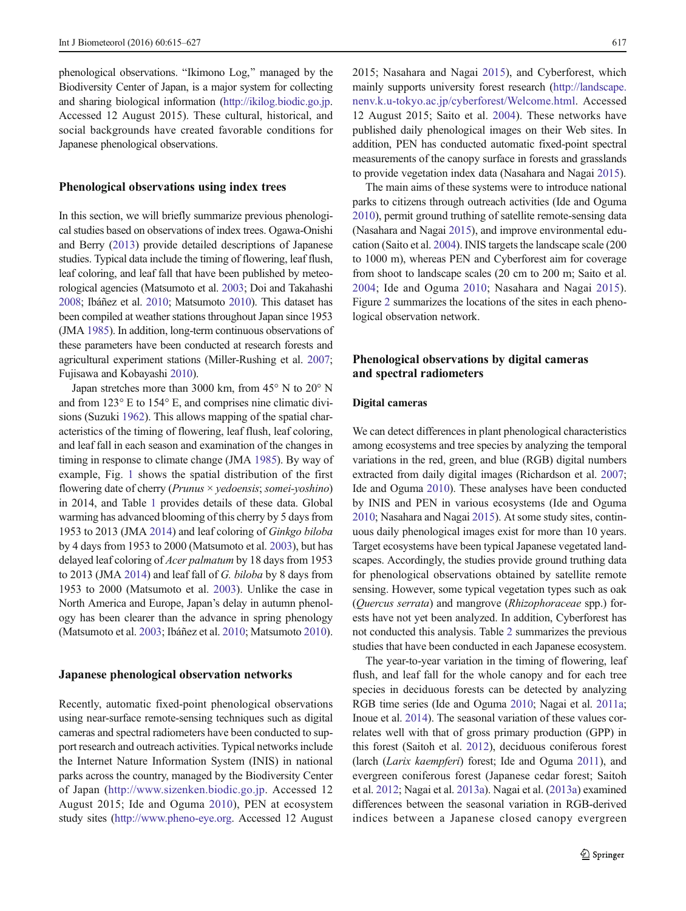phenological observations. "Ikimono Log," managed by the Biodiversity Center of Japan, is a major system for collecting and sharing biological information (http://ikilog.biodic.go.jp. Accessed 12 August 2015). These cultural, historical, and social backgrounds have created favorable conditions for Japanese phenological observations.

## Phenological observations using index trees

In this section, we will briefly summarize previous phenological studies based on observations of index trees. Ogawa-Onishi and Berry (2013) provide detailed descriptions of Japanese studies. Typical data include the timing of flowering, leaf flush, leaf coloring, and leaf fall that have been published by meteorological agencies (Matsumoto et al. 2003; Doi and Takahashi 2008; Ibáñez et al. 2010; Matsumoto 2010). This dataset has been compiled at weather stations throughout Japan since 1953 (JMA 1985). In addition, long-term continuous observations of these parameters have been conducted at research forests and agricultural experiment stations (Miller-Rushing et al. 2007; Fujisawa and Kobayashi 2010).

Japan stretches more than 3000 km, from 45° N to 20° N and from 123° E to 154° E, and comprises nine climatic divisions (Suzuki 1962). This allows mapping of the spatial characteristics of the timing of flowering, leaf flush, leaf coloring, and leaf fall in each season and examination of the changes in timing in response to climate change (JMA 1985). By way of example, Fig. 1 shows the spatial distribution of the first flowering date of cherry (*Prunus* × *yedoensis*; *somei-yoshino*) in 2014, and Table 1 provides details of these data. Global warming has advanced blooming of this cherry by 5 days from 1953 to 2013 (JMA 2014) and leaf coloring of *Ginkgo biloba* by 4 days from 1953 to 2000 (Matsumoto et al. 2003), but has delayed leaf coloring of *Acer palmatum* by 18 days from 1953 to 2013 (JMA 2014) and leaf fall of *G. biloba* by 8 days from 1953 to 2000 (Matsumoto et al. 2003). Unlike the case in North America and Europe, Japan's delay in autumn phenology has been clearer than the advance in spring phenology (Matsumoto et al. 2003; Ibáñez et al. 2010; Matsumoto 2010).

## Japanese phenological observation networks

Recently, automatic fixed-point phenological observations using near-surface remote-sensing techniques such as digital cameras and spectral radiometers have been conducted to support research and outreach activities. Typical networks include the Internet Nature Information System (INIS) in national parks across the country, managed by the Biodiversity Center of Japan (http://www.sizenken.biodic.go.jp. Accessed 12 August 2015; Ide and Oguma 2010), PEN at ecosystem study sites (http://www.pheno-eye.org. Accessed 12 August 2015; Nasahara and Nagai 2015), and Cyberforest, which mainly supports university forest research (http://landscape.nenv.k.u-tokyo.ac.jp/cyberforest/Welcome.html. Accessed 12 August 2015; Saito et al. 2004). These networks have published daily phenological images on their Web sites. In addition, PEN has conducted automatic fixed-point spectral measurements of the canopy surface in forests and grasslands to provide vegetation index data (Nasahara and Nagai 2015).

The main aims of these systems were to introduce national parks to citizens through outreach activities (Ide and Oguma 2010), permit ground truthing of satellite remote-sensing data (Nasahara and Nagai 2015), and improve environmental education (Saito et al. 2004). INIS targets the landscape scale (200 to 1000 m), whereas PEN and Cyberforest aim for coverage from shoot to landscape scales (20 cm to 200 m; Saito et al. 2004; Ide and Oguma 2010; Nasahara and Nagai 2015). Figure 2 summarizes the locations of the sites in each phenological observation network.

## Phenological observations by digital cameras and spectral radiometers

### Digital cameras

We can detect differences in plant phenological characteristics among ecosystems and tree species by analyzing the temporal variations in the red, green, and blue (RGB) digital numbers extracted from daily digital images (Richardson et al. 2007; Ide and Oguma 2010). These analyses have been conducted by INIS and PEN in various ecosystems (Ide and Oguma 2010; Nasahara and Nagai 2015). At some study sites, continuous daily phenological images exist for more than 10 years. Target ecosystems have been typical Japanese vegetated landscapes. Accordingly, the studies provide ground truthing data for phenological observations obtained by satellite remote sensing. However, some typical vegetation types such as oak (*Quercus serrata*) and mangrove (*Rhizophoraceae* spp.) forests have not yet been analyzed. In addition, Cyberforest has not conducted this analysis. Table 2 summarizes the previous studies that have been conducted in each Japanese ecosystem.

The year-to-year variation in the timing of flowering, leaf flush, and leaf fall for the whole canopy and for each tree species in deciduous forests can be detected by analyzing RGB time series (Ide and Oguma 2010; Nagai et al. 2011a; Inoue et al. 2014). The seasonal variation of these values correlates well with that of gross primary production (GPP) in this forest (Saitoh et al. 2012), deciduous coniferous forest (larch (*Larix kaempferi*) forest; Ide and Oguma 2011), and evergreen coniferous forest (Japanese cedar forest; Saitoh et al. 2012; Nagai et al. 2013a). Nagai et al. (2013a) examined differences between the seasonal variation in RGB-derived indices between a Japanese closed canopy evergreen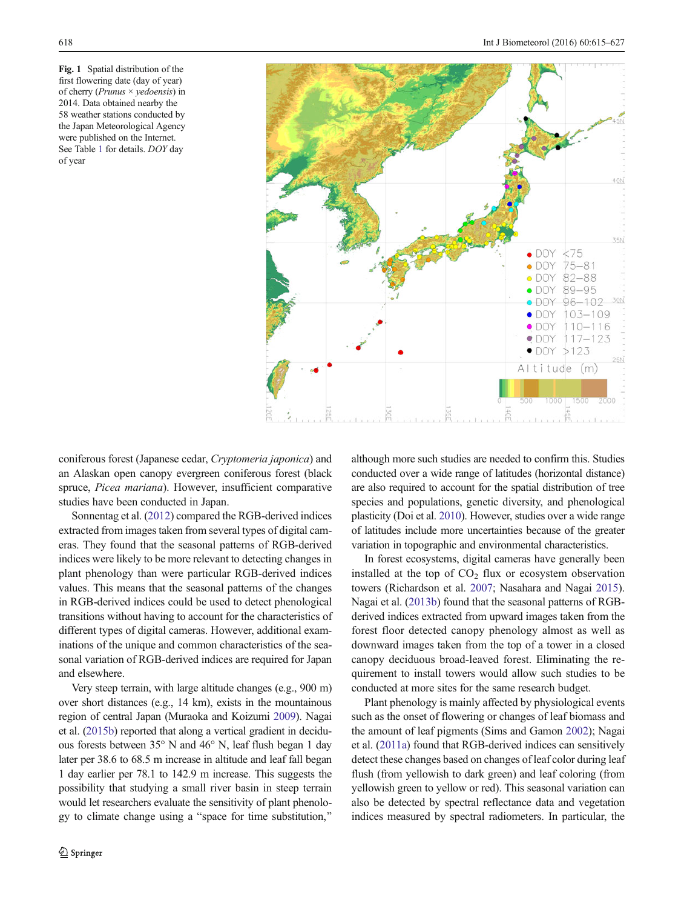**Fig. 1** Spatial distribution of the first flowering date (day of year) of cherry (*Prunus* × *yedoensis*) in 2014. Data obtained nearby the 58 weather stations conducted by the Japan Meteorological Agency were published on the Internet. See Table 1 for details. *DOY* day of year

coniferous forest (Japanese cedar, *Cryptomeria japonica*) and an Alaskan open canopy evergreen coniferous forest (black spruce, *Picea mariana*). However, insufficient comparative studies have been conducted in Japan.

Sonnentag et al. (2012) compared the RGB-derived indices extracted from images taken from several types of digital cameras. They found that the seasonal patterns of RGB-derived indices were likely to be more relevant to detecting changes in plant phenology than were particular RGB-derived indices values. This means that the seasonal patterns of the changes in RGB-derived indices could be used to detect phenological transitions without having to account for the characteristics of different types of digital cameras. However, additional examinations of the unique and common characteristics of the seasonal variation of RGB-derived indices are required for Japan and elsewhere.

Very steep terrain, with large altitude changes (e.g., 900 m) over short distances (e.g., 14 km), exists in the mountainous region of central Japan (Muraoka and Koizumi 2009). Nagai et al. (2015b) reported that along a vertical gradient in deciduous forests between 35° N and 46° N, leaf flush began 1 day later per 38.6 to 68.5 m increase in altitude and leaf fall began 1 day earlier per 78.1 to 142.9 m increase. This suggests the possibility that studying a small river basin in steep terrain would let researchers evaluate the sensitivity of plant phenology to climate change using a "space for time substitution," although more such studies are needed to confirm this. Studies conducted over a wide range of latitudes (horizontal distance) are also required to account for the spatial distribution of tree species and populations, genetic diversity, and phenological plasticity (Doi et al. 2010). However, studies over a wide range of latitudes include more uncertainties because of the greater variation in topographic and environmental characteristics.

In forest ecosystems, digital cameras have generally been installed at the top of $CO_2$ flux or ecosystem observation towers (Richardson et al. 2007; Nasahara and Nagai 2015). Nagai et al. (2013b) found that the seasonal patterns of RGB-derived indices extracted from upward images taken from the forest floor detected canopy phenology almost as well as downward images taken from the top of a tower in a closed canopy deciduous broad-leaved forest. Eliminating the requirement to install towers would allow such studies to be conducted at more sites for the same research budget.

Plant phenology is mainly affected by physiological events such as the onset of flowering or changes of leaf biomass and the amount of leaf pigments (Sims and Gamon 2002); Nagai et al. (2011a) found that RGB-derived indices can sensitively detect these changes based on changes of leaf color during leaf flush (from yellowish to dark green) and leaf coloring (from yellowish green to yellow or red). This seasonal variation can also be detected by spectral reflectance data and vegetation indices measured by spectral radiometers. In particular, the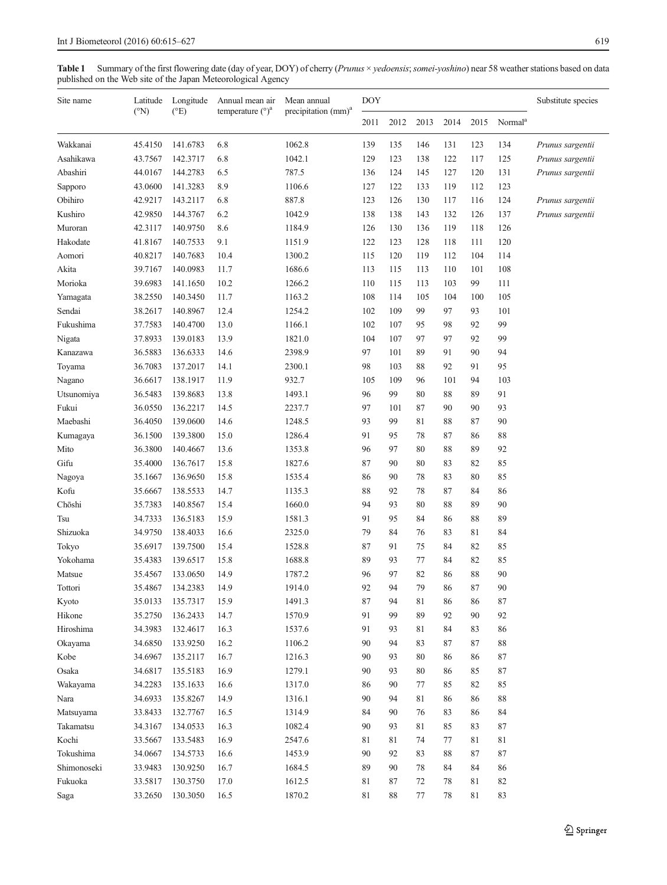**Table 1** Summary of the first flowering date (day of year, DOY) of cherry (*Prunus* × *yedoensis*; *somei-yoshino*) near 58 weather stations based on data published on the Web site of the Japan Meteorological Agency

| Site name | Latitude (°N) | Longitude (°E) | Annual mean air temperature (°)[a] | Mean annual precipitation (mm)[a] | DOY | | | | | | Substitute species |
|---|---|---|---|---|---|---|---|---|---|---|---|
| | | | | | 2011 | 2012 | 2013 | 2014 | 2015 | Normal[a] | |
| Wakkanai | 45.4150 | 141.6783 | 6.8 | 1062.8 | 139 | 135 | 146 | 131 | 123 | 134 | *Prunus sargentii* |
| Asahikawa | 43.7567 | 142.3717 | 6.8 | 1042.1 | 129 | 123 | 138 | 122 | 117 | 125 | *Prunus sargentii* |
| Abashiri | 44.0167 | 144.2783 | 6.5 | 787.5 | 136 | 124 | 145 | 127 | 120 | 131 | *Prunus sargentii* |
| Sapporo | 43.0600 | 141.3283 | 8.9 | 1106.6 | 127 | 122 | 133 | 119 | 112 | 123 | |
| Obihiro | 42.9217 | 143.2117 | 6.8 | 887.8 | 123 | 126 | 130 | 117 | 116 | 124 | *Prunus sargentii* |
| Kushiro | 42.9850 | 144.3767 | 6.2 | 1042.9 | 138 | 138 | 143 | 132 | 126 | 137 | *Prunus sargentii* |
| Muroran | 42.3117 | 140.9750 | 8.6 | 1184.9 | 126 | 130 | 136 | 119 | 118 | 126 | |
| Hakodate | 41.8167 | 140.7533 | 9.1 | 1151.9 | 122 | 123 | 128 | 118 | 111 | 120 | |
| Aomori | 40.8217 | 140.7683 | 10.4 | 1300.2 | 115 | 120 | 119 | 112 | 104 | 114 | |
| Akita | 39.7167 | 140.0983 | 11.7 | 1686.6 | 113 | 115 | 113 | 110 | 101 | 108 | |
| Morioka | 39.6983 | 141.1650 | 10.2 | 1266.2 | 110 | 115 | 113 | 103 | 99 | 111 | |
| Yamagata | 38.2550 | 140.3450 | 11.7 | 1163.2 | 108 | 114 | 105 | 104 | 100 | 105 | |
| Sendai | 38.2617 | 140.8967 | 12.4 | 1254.2 | 102 | 109 | 99 | 97 | 93 | 101 | |
| Fukushima | 37.7583 | 140.4700 | 13.0 | 1166.1 | 102 | 107 | 95 | 98 | 92 | 99 | |
| Nigata | 37.8933 | 139.0183 | 13.9 | 1821.0 | 104 | 107 | 97 | 97 | 92 | 99 | |
| Kanazawa | 36.5883 | 136.6333 | 14.6 | 2398.9 | 97 | 101 | 89 | 91 | 90 | 94 | |
| Toyama | 36.7083 | 137.2017 | 14.1 | 2300.1 | 98 | 103 | 88 | 92 | 91 | 95 | |
| Nagano | 36.6617 | 138.1917 | 11.9 | 932.7 | 105 | 109 | 96 | 101 | 94 | 103 | |
| Utsunomiya | 36.5483 | 139.8683 | 13.8 | 1493.1 | 96 | 99 | 80 | 88 | 89 | 91 | |
| Fukui | 36.0550 | 136.2217 | 14.5 | 2237.7 | 97 | 101 | 87 | 90 | 90 | 93 | |
| Maebashi | 36.4050 | 139.0600 | 14.6 | 1248.5 | 93 | 99 | 81 | 88 | 87 | 90 | |
| Kumagaya | 36.1500 | 139.3800 | 15.0 | 1286.4 | 91 | 95 | 78 | 87 | 86 | 88 | |
| Mito | 36.3800 | 140.4667 | 13.6 | 1353.8 | 96 | 97 | 80 | 88 | 89 | 92 | |
| Gifu | 35.4000 | 136.7617 | 15.8 | 1827.6 | 87 | 90 | 80 | 83 | 82 | 85 | |
| Nagoya | 35.1667 | 136.9650 | 15.8 | 1535.4 | 86 | 90 | 78 | 83 | 80 | 85 | |
| Kofu | 35.6667 | 138.5533 | 14.7 | 1135.3 | 88 | 92 | 78 | 87 | 84 | 86 | |
| Chōshi | 35.7383 | 140.8567 | 15.4 | 1660.0 | 94 | 93 | 80 | 88 | 89 | 90 | |
| Tsu | 34.7333 | 136.5183 | 15.9 | 1581.3 | 91 | 95 | 84 | 86 | 88 | 89 | |
| Shizuoka | 34.9750 | 138.4033 | 16.6 | 2325.0 | 79 | 84 | 76 | 83 | 81 | 84 | |
| Tokyo | 35.6917 | 139.7500 | 15.4 | 1528.8 | 87 | 91 | 75 | 84 | 82 | 85 | |
| Yokohama | 35.4383 | 139.6517 | 15.8 | 1688.8 | 89 | 93 | 77 | 84 | 82 | 85 | |
| Matsue | 35.4567 | 133.0650 | 14.9 | 1787.2 | 96 | 97 | 82 | 86 | 88 | 90 | |
| Tottori | 35.4867 | 134.2383 | 14.9 | 1914.0 | 92 | 94 | 79 | 86 | 87 | 90 | |
| Kyoto | 35.0133 | 135.7317 | 15.9 | 1491.3 | 87 | 94 | 81 | 86 | 86 | 87 | |
| Hikone | 35.2750 | 136.2433 | 14.7 | 1570.9 | 91 | 99 | 89 | 92 | 90 | 92 | |
| Hiroshima | 34.3983 | 132.4617 | 16.3 | 1537.6 | 91 | 93 | 81 | 84 | 83 | 86 | |
| Okayama | 34.6850 | 133.9250 | 16.2 | 1106.2 | 90 | 94 | 83 | 87 | 87 | 88 | |
| Kobe | 34.6967 | 135.2117 | 16.7 | 1216.3 | 90 | 93 | 80 | 86 | 86 | 87 | |
| Osaka | 34.6817 | 135.5183 | 16.9 | 1279.1 | 90 | 93 | 80 | 86 | 85 | 87 | |
| Wakayama | 34.2283 | 135.1633 | 16.6 | 1317.0 | 86 | 90 | 77 | 85 | 82 | 85 | |
| Nara | 34.6933 | 135.8267 | 14.9 | 1316.1 | 90 | 94 | 81 | 86 | 86 | 88 | |
| Matsuyama | 33.8433 | 132.7767 | 16.5 | 1314.9 | 84 | 90 | 76 | 83 | 86 | 84 | |
| Takamatsu | 34.3167 | 134.0533 | 16.3 | 1082.4 | 90 | 93 | 81 | 85 | 83 | 87 | |
| Kochi | 33.5667 | 133.5483 | 16.9 | 2547.6 | 81 | 81 | 74 | 77 | 81 | 81 | |
| Tokushima | 34.0667 | 134.5733 | 16.6 | 1453.9 | 90 | 92 | 83 | 88 | 87 | 87 | |
| Shimonoseki | 33.9483 | 130.9250 | 16.7 | 1684.5 | 89 | 90 | 78 | 84 | 84 | 86 | |
| Fukuoka | 33.5817 | 130.3750 | 17.0 | 1612.5 | 81 | 87 | 72 | 78 | 81 | 82 | |
| Saga | 33.2650 | 130.3050 | 16.5 | 1870.2 | 81 | 88 | 77 | 78 | 81 | 83 | |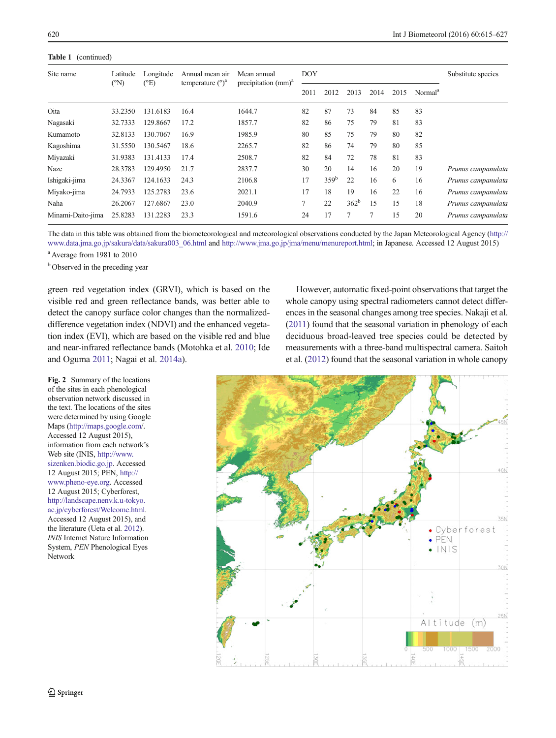**Table 1** (continued)

| Site name | Latitude (°N) | Longitude (°E) | Annual mean air temperature (°)[a] | Mean annual precipitation (mm)[a] | DOY | | | | | | Substitute species |
|---|---|---|---|---|---|---|---|---|---|---|---|
| | | | | | 2011 | 2012 | 2013 | 2014 | 2015 | Normal[a] | |
| Oita | 33.2350 | 131.6183 | 16.4 | 1644.7 | 82 | 87 | 73 | 84 | 85 | 83 | |
| Nagasaki | 32.7333 | 129.8667 | 17.2 | 1857.7 | 82 | 86 | 75 | 79 | 81 | 83 | |
| Kumamoto | 32.8133 | 130.7067 | 16.9 | 1985.9 | 80 | 85 | 75 | 79 | 80 | 82 | |
| Kagoshima | 31.5550 | 130.5467 | 18.6 | 2265.7 | 82 | 86 | 74 | 79 | 80 | 85 | |
| Miyazaki | 31.9383 | 131.4133 | 17.4 | 2508.7 | 82 | 84 | 72 | 78 | 81 | 83 | |
| Naze | 28.3783 | 129.4950 | 21.7 | 2837.7 | 30 | 20 | 14 | 16 | 20 | 19 | *Prunus campanulata* |
| Ishigaki-jima | 24.3367 | 124.1633 | 24.3 | 2106.8 | 17 | 359[b] | 22 | 16 | 6 | 16 | *Prunus campanulata* |
| Miyako-jima | 24.7933 | 125.2783 | 23.6 | 2021.1 | 17 | 18 | 19 | 16 | 22 | 16 | *Prunus campanulata* |
| Naha | 26.2067 | 127.6867 | 23.0 | 2040.9 | 7 | 22 | 362[b] | 15 | 15 | 18 | *Prunus campanulata* |
| Minami-Daito-jima | 25.8283 | 131.2283 | 23.3 | 1591.6 | 24 | 17 | 7 | 7 | 15 | 20 | *Prunus campanulata* |

The data in this table was obtained from the biometeorological and meteorological observations conducted by the Japan Meteorological Agency (http://www.data.jma.go.jp/sakura/data/sakura003_06.html and http://www.jma.go.jp/jma/menu/menureport.html; in Japanese. Accessed 12 August 2015)

[a] Average from 1981 to 2010

[b] Observed in the preceding year

green–red vegetation index (GRVI), which is based on the visible red and green reflectance bands, was better able to detect the canopy surface color changes than the normalized-difference vegetation index (NDVI) and the enhanced vegetation index (EVI), which are based on the visible red and blue and near-infrared reflectance bands (Motohka et al. 2010; Ide and Oguma 2011; Nagai et al. 2014a).

However, automatic fixed-point observations that target the whole canopy using spectral radiometers cannot detect differences in the seasonal changes among tree species. Nakaji et al. (2011) found that the seasonal variation in phenology of each deciduous broad-leaved tree species could be detected by measurements with a three-band multispectral camera. Saitoh et al. (2012) found that the seasonal variation in whole canopy

**Fig. 2** Summary of the locations of the sites in each phenological observation network discussed in the text. The locations of the sites were determined by using Google Maps (http://maps.google.com/. Accessed 12 August 2015), information from each network's Web site (INIS, http://www.sizenken.biodic.go.jp. Accessed 12 August 2015; PEN, http://www.pheno-eye.org. Accessed 12 August 2015; Cyberforest, http://landscape.nenv.k.u-tokyo.ac.jp/cyberforest/Welcome.html. Accessed 12 August 2015), and the literature (Ueta et al. 2012). *INIS* Internet Nature Information System, *PEN* Phenological Eyes Network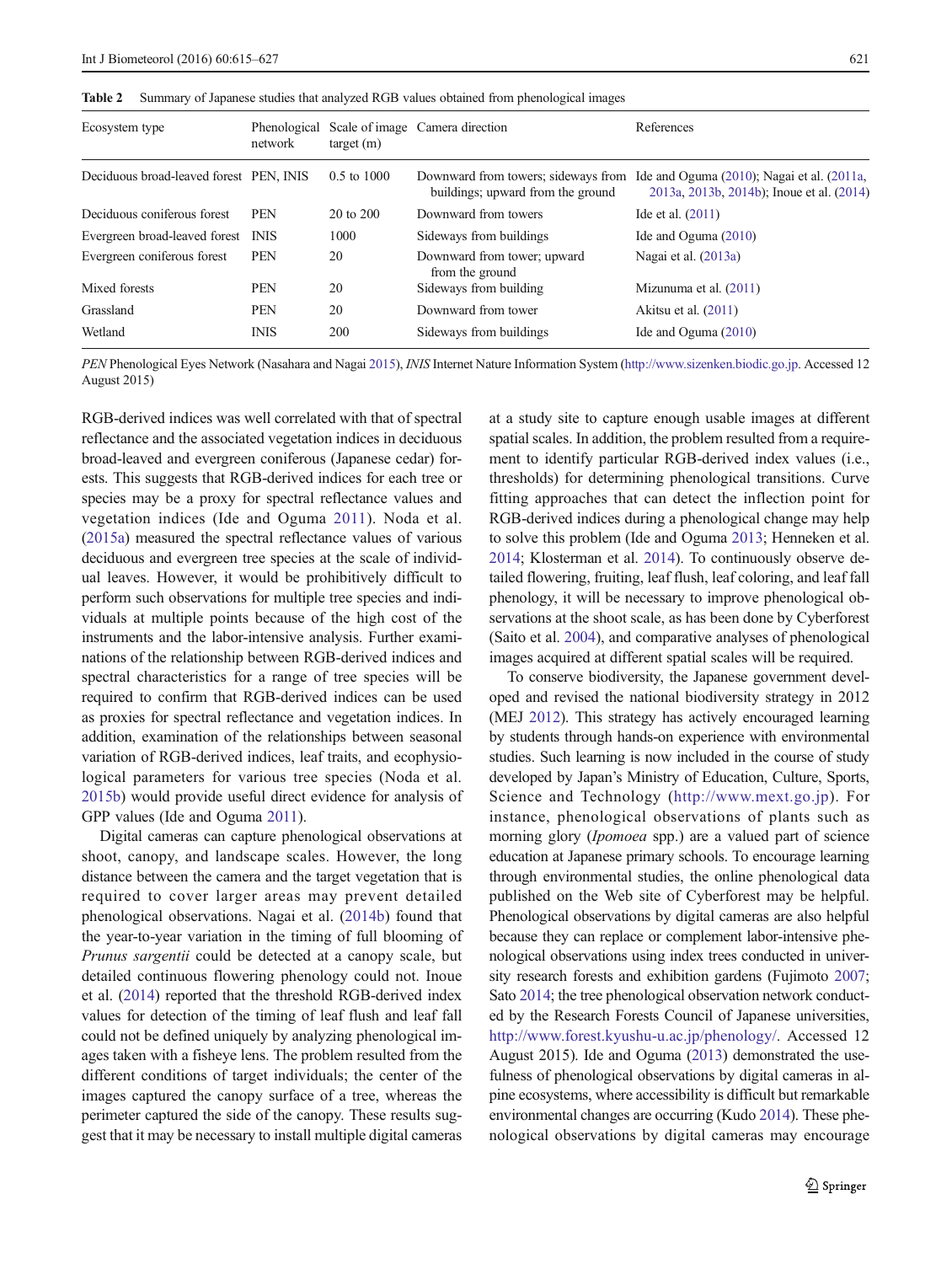**Table 2** Summary of Japanese studies that analyzed RGB values obtained from phenological images

| Ecosystem type | Phenological network | Scale of image target (m) | Camera direction | References |
|---|---|---|---|---|
| Deciduous broad-leaved forest | PEN, INIS | 0.5 to 1000 | Downward from towers; sideways from buildings; upward from the ground | Ide and Oguma (2010); Nagai et al. (2011a, 2013a, 2013b, 2014b); Inoue et al. (2014) |
| Deciduous coniferous forest | PEN | 20 to 200 | Downward from towers | Ide et al. (2011) |
| Evergreen broad-leaved forest | INIS | 1000 | Sideways from buildings | Ide and Oguma (2010) |
| Evergreen coniferous forest | PEN | 20 | Downward from tower; upward from the ground | Nagai et al. (2013a) |
| Mixed forests | PEN | 20 | Sideways from building | Mizunuma et al. (2011) |
| Grassland | PEN | 20 | Downward from tower | Akitsu et al. (2011) |
| Wetland | INIS | 200 | Sideways from buildings | Ide and Oguma (2010) |

*PEN* Phenological Eyes Network (Nasahara and Nagai 2015), *INIS* Internet Nature Information System (http://www.sizenken.biodic.go.jp. Accessed 12 August 2015)

RGB-derived indices was well correlated with that of spectral reflectance and the associated vegetation indices in deciduous broad-leaved and evergreen coniferous (Japanese cedar) forests. This suggests that RGB-derived indices for each tree or species may be a proxy for spectral reflectance values and vegetation indices (Ide and Oguma 2011). Noda et al. (2015a) measured the spectral reflectance values of various deciduous and evergreen tree species at the scale of individual leaves. However, it would be prohibitively difficult to perform such observations for multiple tree species and individuals at multiple points because of the high cost of the instruments and the labor-intensive analysis. Further examinations of the relationship between RGB-derived indices and spectral characteristics for a range of tree species will be required to confirm that RGB-derived indices can be used as proxies for spectral reflectance and vegetation indices. In addition, examination of the relationships between seasonal variation of RGB-derived indices, leaf traits, and ecophysiological parameters for various tree species (Noda et al. 2015b) would provide useful direct evidence for analysis of GPP values (Ide and Oguma 2011).

Digital cameras can capture phenological observations at shoot, canopy, and landscape scales. However, the long distance between the camera and the target vegetation that is required to cover larger areas may prevent detailed phenological observations. Nagai et al. (2014b) found that the year-to-year variation in the timing of full blooming of *Prunus sargentii* could be detected at a canopy scale, but detailed continuous flowering phenology could not. Inoue et al. (2014) reported that the threshold RGB-derived index values for detection of the timing of leaf flush and leaf fall could not be defined uniquely by analyzing phenological images taken with a fisheye lens. The problem resulted from the different conditions of target individuals; the center of the images captured the canopy surface of a tree, whereas the perimeter captured the side of the canopy. These results suggest that it may be necessary to install multiple digital cameras at a study site to capture enough usable images at different spatial scales. In addition, the problem resulted from a requirement to identify particular RGB-derived index values (i.e., thresholds) for determining phenological transitions. Curve fitting approaches that can detect the inflection point for RGB-derived indices during a phenological change may help to solve this problem (Ide and Oguma 2013; Henneken et al. 2014; Klosterman et al. 2014). To continuously observe detailed flowering, fruiting, leaf flush, leaf coloring, and leaf fall phenology, it will be necessary to improve phenological observations at the shoot scale, as has been done by Cyberforest (Saito et al. 2004), and comparative analyses of phenological images acquired at different spatial scales will be required.

To conserve biodiversity, the Japanese government developed and revised the national biodiversity strategy in 2012 (MEJ 2012). This strategy has actively encouraged learning by students through hands-on experience with environmental studies. Such learning is now included in the course of study developed by Japan's Ministry of Education, Culture, Sports, Science and Technology (http://www.mext.go.jp). For instance, phenological observations of plants such as morning glory (*Ipomoea* spp.) are a valued part of science education at Japanese primary schools. To encourage learning through environmental studies, the online phenological data published on the Web site of Cyberforest may be helpful. Phenological observations by digital cameras are also helpful because they can replace or complement labor-intensive phenological observations using index trees conducted in university research forests and exhibition gardens (Fujimoto 2007; Sato 2014; the tree phenological observation network conducted by the Research Forests Council of Japanese universities, http://www.forest.kyushu-u.ac.jp/phenology/. Accessed 12 August 2015). Ide and Oguma (2013) demonstrated the usefulness of phenological observations by digital cameras in alpine ecosystems, where accessibility is difficult but remarkable environmental changes are occurring (Kudo 2014). These phenological observations by digital cameras may encourage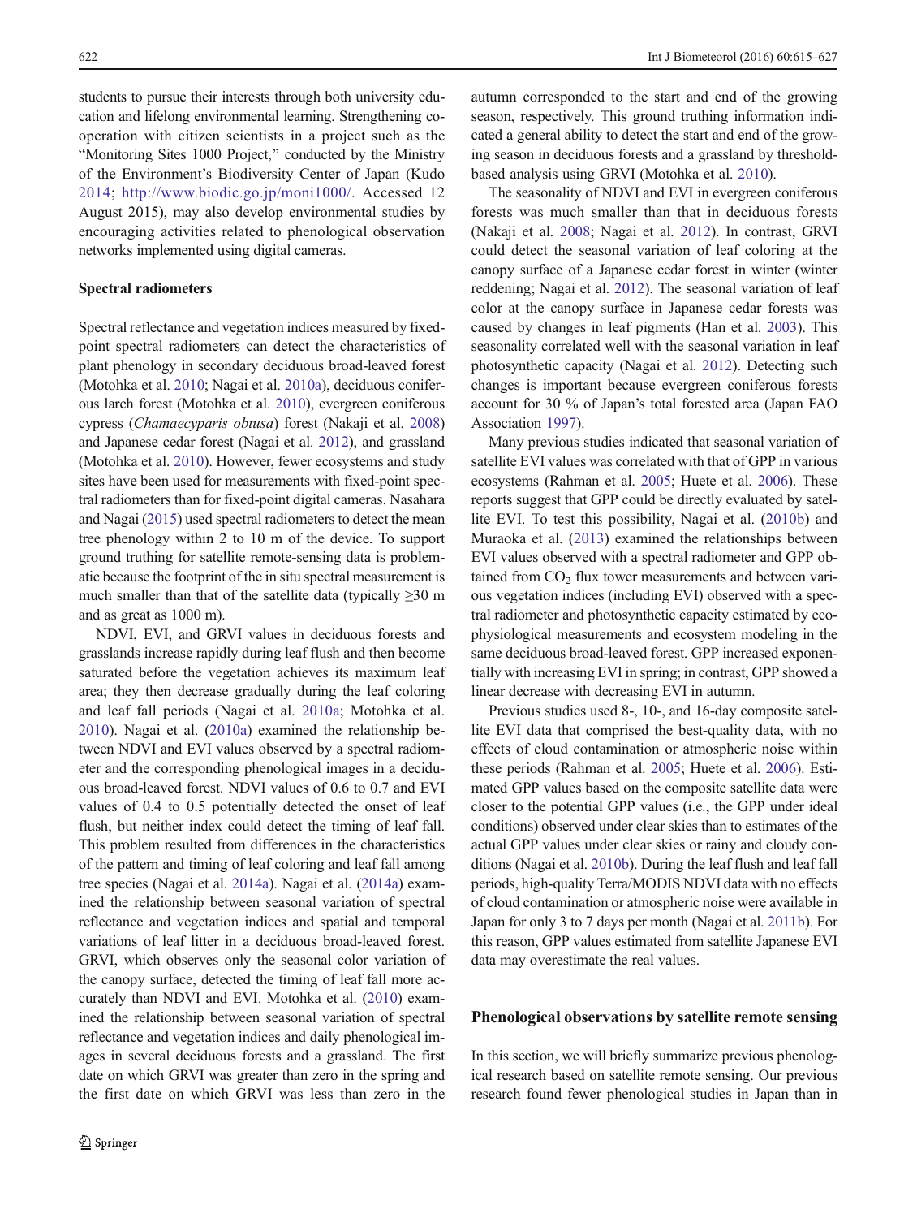students to pursue their interests through both university education and lifelong environmental learning. Strengthening cooperation with citizen scientists in a project such as the "Monitoring Sites 1000 Project," conducted by the Ministry of the Environment's Biodiversity Center of Japan (Kudo 2014; http://www.biodic.go.jp/moni1000/. Accessed 12 August 2015), may also develop environmental studies by encouraging activities related to phenological observation networks implemented using digital cameras.

### Spectral radiometers

Spectral reflectance and vegetation indices measured by fixed-point spectral radiometers can detect the characteristics of plant phenology in secondary deciduous broad-leaved forest (Motohka et al. 2010; Nagai et al. 2010a), deciduous coniferous larch forest (Motohka et al. 2010), evergreen coniferous cypress (*Chamaecyparis obtusa*) forest (Nakaji et al. 2008) and Japanese cedar forest (Nagai et al. 2012), and grassland (Motohka et al. 2010). However, fewer ecosystems and study sites have been used for measurements with fixed-point spectral radiometers than for fixed-point digital cameras. Nasahara and Nagai (2015) used spectral radiometers to detect the mean tree phenology within 2 to 10 m of the device. To support ground truthing for satellite remote-sensing data is problematic because the footprint of the in situ spectral measurement is much smaller than that of the satellite data (typically ≥30 m and as great as 1000 m).

NDVI, EVI, and GRVI values in deciduous forests and grasslands increase rapidly during leaf flush and then become saturated before the vegetation achieves its maximum leaf area; they then decrease gradually during the leaf coloring and leaf fall periods (Nagai et al. 2010a; Motohka et al. 2010). Nagai et al. (2010a) examined the relationship between NDVI and EVI values observed by a spectral radiometer and the corresponding phenological images in a deciduous broad-leaved forest. NDVI values of 0.6 to 0.7 and EVI values of 0.4 to 0.5 potentially detected the onset of leaf flush, but neither index could detect the timing of leaf fall. This problem resulted from differences in the characteristics of the pattern and timing of leaf coloring and leaf fall among tree species (Nagai et al. 2014a). Nagai et al. (2014a) examined the relationship between seasonal variation of spectral reflectance and vegetation indices and spatial and temporal variations of leaf litter in a deciduous broad-leaved forest. GRVI, which observes only the seasonal color variation of the canopy surface, detected the timing of leaf fall more accurately than NDVI and EVI. Motohka et al. (2010) examined the relationship between seasonal variation of spectral reflectance and vegetation indices and daily phenological images in several deciduous forests and a grassland. The first date on which GRVI was greater than zero in the spring and the first date on which GRVI was less than zero in the autumn corresponded to the start and end of the growing season, respectively. This ground truthing information indicated a general ability to detect the start and end of the growing season in deciduous forests and a grassland by threshold-based analysis using GRVI (Motohka et al. 2010).

The seasonality of NDVI and EVI in evergreen coniferous forests was much smaller than that in deciduous forests (Nakaji et al. 2008; Nagai et al. 2012). In contrast, GRVI could detect the seasonal variation of leaf coloring at the canopy surface of a Japanese cedar forest in winter (winter reddening; Nagai et al. 2012). The seasonal variation of leaf color at the canopy surface in Japanese cedar forests was caused by changes in leaf pigments (Han et al. 2003). This seasonality correlated well with the seasonal variation in leaf photosynthetic capacity (Nagai et al. 2012). Detecting such changes is important because evergreen coniferous forests account for 30 % of Japan's total forested area (Japan FAO Association 1997).

Many previous studies indicated that seasonal variation of satellite EVI values was correlated with that of GPP in various ecosystems (Rahman et al. 2005; Huete et al. 2006). These reports suggest that GPP could be directly evaluated by satellite EVI. To test this possibility, Nagai et al. (2010b) and Muraoka et al. (2013) examined the relationships between EVI values observed with a spectral radiometer and GPP obtained from $CO_2$ flux tower measurements and between various vegetation indices (including EVI) observed with a spectral radiometer and photosynthetic capacity estimated by ecophysiological measurements and ecosystem modeling in the same deciduous broad-leaved forest. GPP increased exponentially with increasing EVI in spring; in contrast, GPP showed a linear decrease with decreasing EVI in autumn.

Previous studies used 8-, 10-, and 16-day composite satellite EVI data that comprised the best-quality data, with no effects of cloud contamination or atmospheric noise within these periods (Rahman et al. 2005; Huete et al. 2006). Estimated GPP values based on the composite satellite data were closer to the potential GPP values (i.e., the GPP under ideal conditions) observed under clear skies than to estimates of the actual GPP values under clear skies or rainy and cloudy conditions (Nagai et al. 2010b). During the leaf flush and leaf fall periods, high-quality Terra/MODIS NDVI data with no effects of cloud contamination or atmospheric noise were available in Japan for only 3 to 7 days per month (Nagai et al. 2011b). For this reason, GPP values estimated from satellite Japanese EVI data may overestimate the real values.

## Phenological observations by satellite remote sensing

In this section, we will briefly summarize previous phenological research based on satellite remote sensing. Our previous research found fewer phenological studies in Japan than in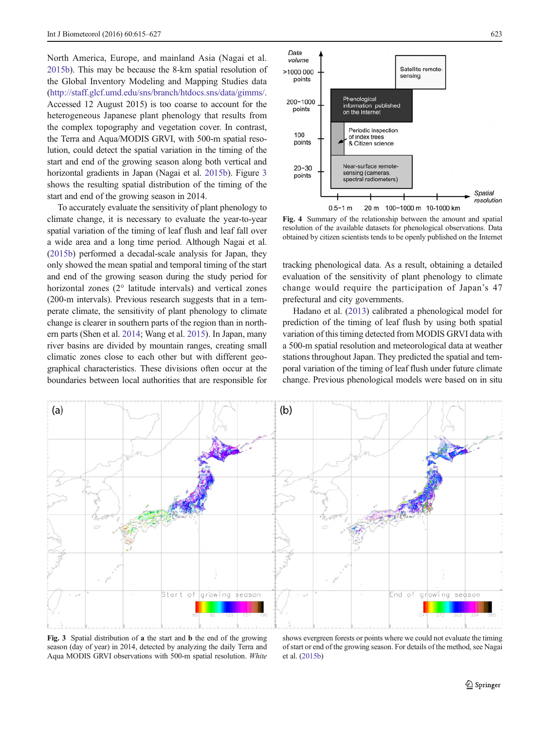North America, Europe, and mainland Asia (Nagai et al. 2015b). This may be because the 8-km spatial resolution of the Global Inventory Modeling and Mapping Studies data (http://staff.glcf.umd.edu/sns/branch/htdocs.sns/data/gimms/. Accessed 12 August 2015) is too coarse to account for the heterogeneous Japanese plant phenology that results from the complex topography and vegetation cover. In contrast, the Terra and Aqua/MODIS GRVI, with 500-m spatial resolution, could detect the spatial variation in the timing of the start and end of the growing season along both vertical and horizontal gradients in Japan (Nagai et al. 2015b). Figure 3 shows the resulting spatial distribution of the timing of the start and end of the growing season in 2014.

To accurately evaluate the sensitivity of plant phenology to climate change, it is necessary to evaluate the year-to-year spatial variation of the timing of leaf flush and leaf fall over a wide area and a long time period. Although Nagai et al. (2015b) performed a decadal-scale analysis for Japan, they only showed the mean spatial and temporal timing of the start and end of the growing season during the study period for horizontal zones (2° latitude intervals) and vertical zones (200-m intervals). Previous research suggests that in a temperate climate, the sensitivity of plant phenology to climate change is clearer in southern parts of the region than in northern parts (Shen et al. 2014; Wang et al. 2015). In Japan, many river basins are divided by mountain ranges, creating small climatic zones close to each other but with different geographical characteristics. These divisions often occur at the boundaries between local authorities that are responsible for tracking phenological data. As a result, obtaining a detailed evaluation of the sensitivity of plant phenology to climate change would require the participation of Japan's 47 prefectural and city governments.

Hadano et al. (2013) calibrated a phenological model for prediction of the timing of leaf flush by using both spatial variation of this timing detected from MODIS GRVI data with a 500-m spatial resolution and meteorological data at weather stations throughout Japan. They predicted the spatial and temporal variation of the timing of leaf flush under future climate change. Previous phenological models were based on in situ

Fig. 4 Summary of the relationship between the amount and spatial resolution of the available datasets for phenological observations. Data obtained by citizen scientists tends to be openly published on the Internet

Fig. 3 Spatial distribution of **a** the start and **b** the end of the growing season (day of year) in 2014, detected by analyzing the daily Terra and Aqua MODIS GRVI observations with 500-m spatial resolution. *White* shows evergreen forests or points where we could not evaluate the timing of start or end of the growing season. For details of the method, see Nagai et al. (2015b)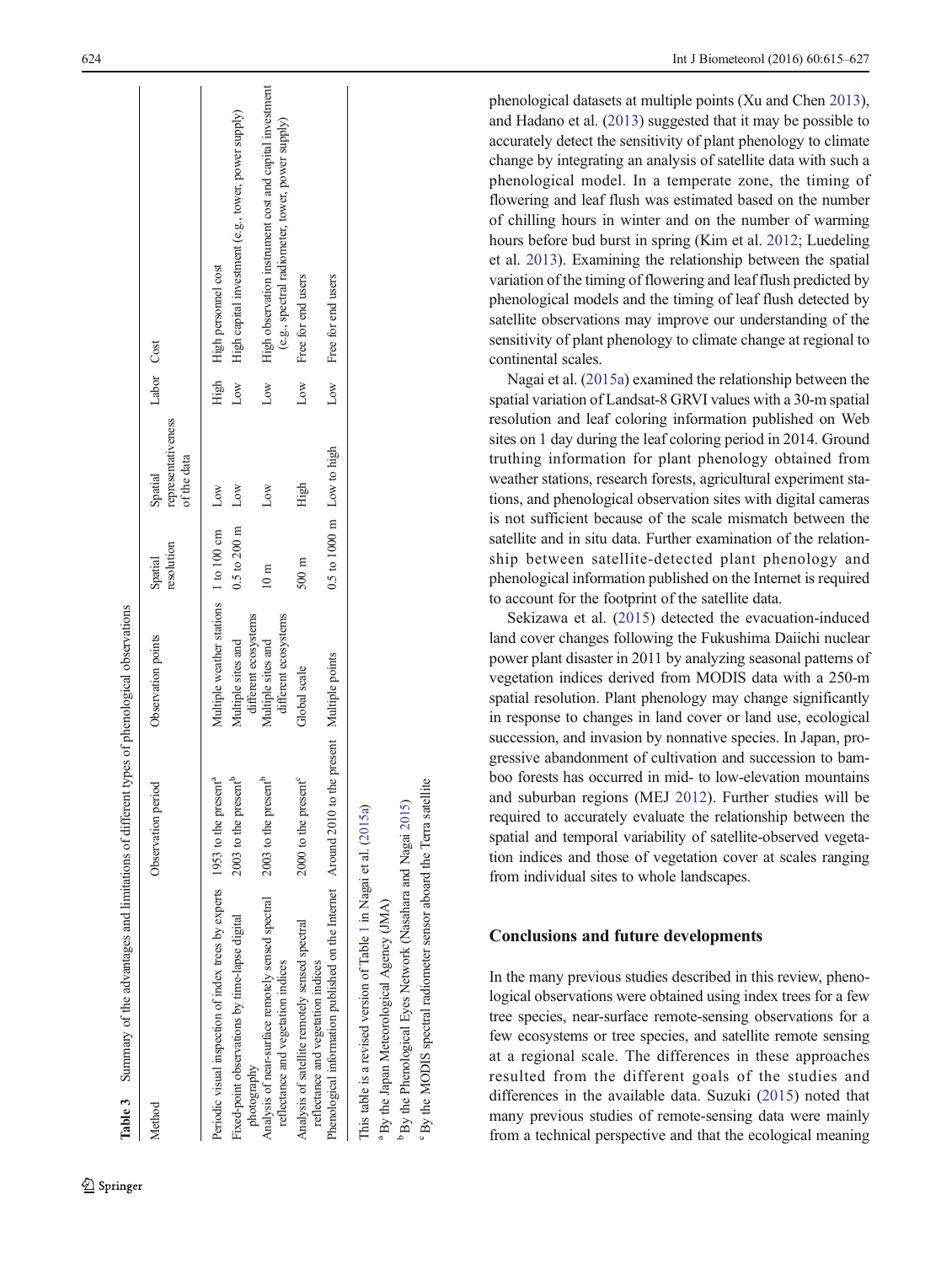**Table 3** Summary of the advantages and limitations of different types of phenological observations

| Method | Observation period | Observation points | Spatial resolution | Spatial representativeness of the data | Labor | Cost |
|---|---|---|---|---|---|---|
| Periodic visual inspection of index trees by experts | 1953 to the present[a] | Multiple weather stations | 1 to 100 cm | Low | High | High personnel cost |
| Fixed-point observations by time-lapse digital photography | 2003 to the present[b] | Multiple sites and different ecosystems | 0.5 to 200 m | Low | Low | High capital investment (e.g., tower, power supply) |
| Analysis of near-surface remotely sensed spectral reflectance and vegetation indices | 2003 to the present[b] | Multiple sites and different ecosystems | 10 m | Low | Low | High observation instrument cost and capital investment (e.g., spectral radiometer, tower, power supply) |
| Analysis of satellite remotely sensed spectral reflectance and vegetation indices | 2000 to the present[c] | Global scale | 500 m | High | Low | Free for end users |
| Phenological information published on the Internet | Around 2010 to the present | Multiple points | 0.5 to 1000 m | Low to high | Low | Free for end users |

This table is a revised version of Table 1 in Nagai et al. (2015a)

[a] By the Japan Meteorological Agency (JMA)

[b] By the Phenological Eyes Network (Nasahara and Nagai 2015)

[c] By the MODIS spectral radiometer sensor aboard the Terra satellite

phenological datasets at multiple points (Xu and Chen 2013), and Hadano et al. (2013) suggested that it may be possible to accurately detect the sensitivity of plant phenology to climate change by integrating an analysis of satellite data with such a phenological model. In a temperate zone, the timing of flowering and leaf flush was estimated based on the number of chilling hours in winter and on the number of warming hours before bud burst in spring (Kim et al. 2012; Luedeling et al. 2013). Examining the relationship between the spatial variation of the timing of flowering and leaf flush predicted by phenological models and the timing of leaf flush detected by satellite observations may improve our understanding of the sensitivity of plant phenology to climate change at regional to continental scales.

Nagai et al. (2015a) examined the relationship between the spatial variation of Landsat-8 GRVI values with a 30-m spatial resolution and leaf coloring information published on Web sites on 1 day during the leaf coloring period in 2014. Ground truthing information for plant phenology obtained from weather stations, research forests, agricultural experiment stations, and phenological observation sites with digital cameras is not sufficient because of the scale mismatch between the satellite and in situ data. Further examination of the relationship between satellite-detected plant phenology and phenological information published on the Internet is required to account for the footprint of the satellite data.

Sekizawa et al. (2015) detected the evacuation-induced land cover changes following the Fukushima Daiichi nuclear power plant disaster in 2011 by analyzing seasonal patterns of vegetation indices derived from MODIS data with a 250-m spatial resolution. Plant phenology may change significantly in response to changes in land cover or land use, ecological succession, and invasion by nonnative species. In Japan, progressive abandonment of cultivation and succession to bamboo forests has occurred in mid- to low-elevation mountains and suburban regions (MEJ 2012). Further studies will be required to accurately evaluate the relationship between the spatial and temporal variability of satellite-observed vegetation indices and those of vegetation cover at scales ranging from individual sites to whole landscapes.

## Conclusions and future developments

In the many previous studies described in this review, phenological observations were obtained using index trees for a few tree species, near-surface remote-sensing observations for a few ecosystems or tree species, and satellite remote sensing at a regional scale. The differences in these approaches resulted from the different goals of the studies and differences in the available data. Suzuki (2015) noted that many previous studies of remote-sensing data were mainly from a technical perspective and that the ecological meaning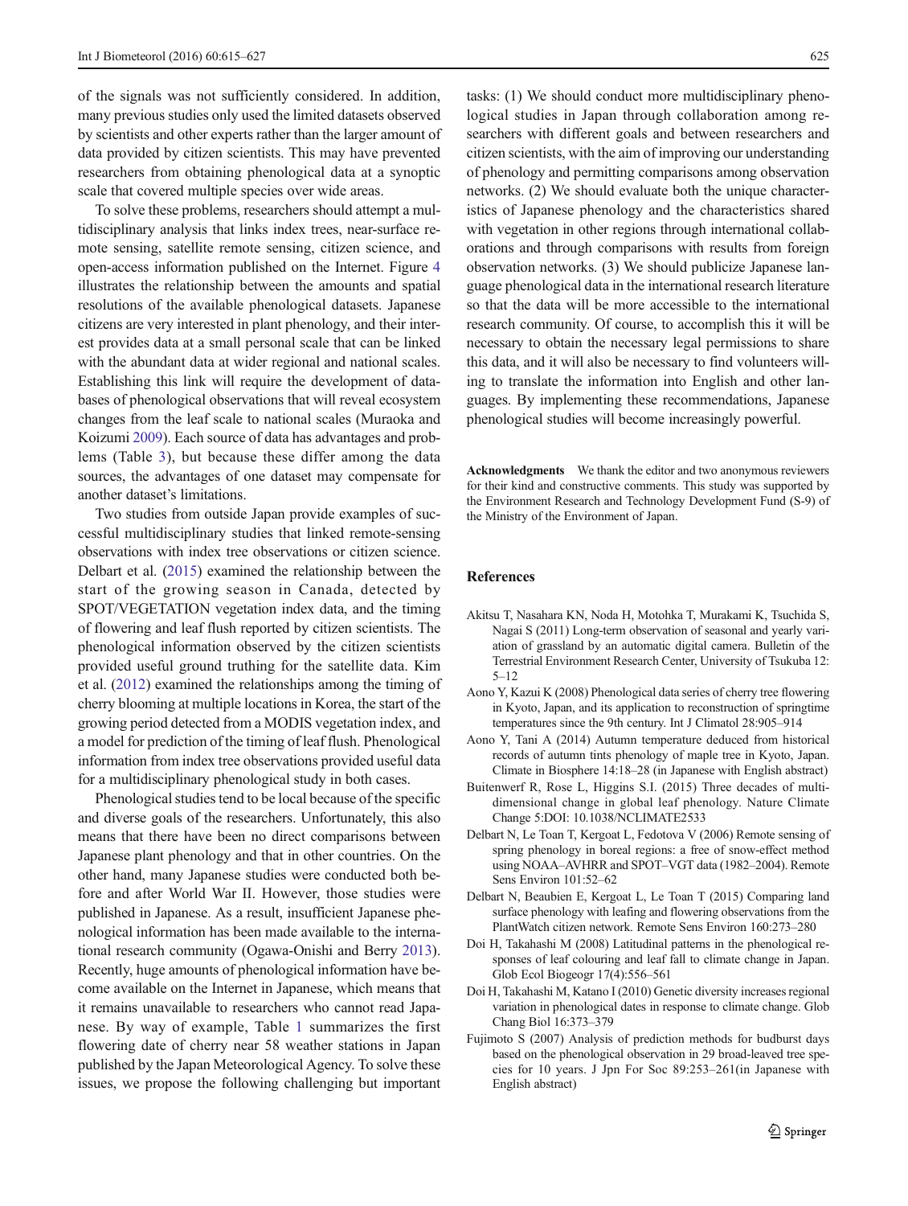of the signals was not sufficiently considered. In addition, many previous studies only used the limited datasets observed by scientists and other experts rather than the larger amount of data provided by citizen scientists. This may have prevented researchers from obtaining phenological data at a synoptic scale that covered multiple species over wide areas.

To solve these problems, researchers should attempt a multidisciplinary analysis that links index trees, near-surface remote sensing, satellite remote sensing, citizen science, and open-access information published on the Internet. Figure 4 illustrates the relationship between the amounts and spatial resolutions of the available phenological datasets. Japanese citizens are very interested in plant phenology, and their interest provides data at a small personal scale that can be linked with the abundant data at wider regional and national scales. Establishing this link will require the development of databases of phenological observations that will reveal ecosystem changes from the leaf scale to national scales (Muraoka and Koizumi 2009). Each source of data has advantages and problems (Table 3), but because these differ among the data sources, the advantages of one dataset may compensate for another dataset's limitations.

Two studies from outside Japan provide examples of successful multidisciplinary studies that linked remote-sensing observations with index tree observations or citizen science. Delbart et al. (2015) examined the relationship between the start of the growing season in Canada, detected by SPOT/VEGETATION vegetation index data, and the timing of flowering and leaf flush reported by citizen scientists. The phenological information observed by the citizen scientists provided useful ground truthing for the satellite data. Kim et al. (2012) examined the relationships among the timing of cherry blooming at multiple locations in Korea, the start of the growing period detected from a MODIS vegetation index, and a model for prediction of the timing of leaf flush. Phenological information from index tree observations provided useful data for a multidisciplinary phenological study in both cases.

Phenological studies tend to be local because of the specific and diverse goals of the researchers. Unfortunately, this also means that there have been no direct comparisons between Japanese plant phenology and that in other countries. On the other hand, many Japanese studies were conducted both before and after World War II. However, those studies were published in Japanese. As a result, insufficient Japanese phenological information has been made available to the international research community (Ogawa-Onishi and Berry 2013). Recently, huge amounts of phenological information have become available on the Internet in Japanese, which means that it remains unavailable to researchers who cannot read Japanese. By way of example, Table 1 summarizes the first flowering date of cherry near 58 weather stations in Japan published by the Japan Meteorological Agency. To solve these issues, we propose the following challenging but important tasks: (1) We should conduct more multidisciplinary phenological studies in Japan through collaboration among researchers with different goals and between researchers and citizen scientists, with the aim of improving our understanding of phenology and permitting comparisons among observation networks. (2) We should evaluate both the unique characteristics of Japanese phenology and the characteristics shared with vegetation in other regions through international collaborations and through comparisons with results from foreign observation networks. (3) We should publicize Japanese language phenological data in the international research literature so that the data will be more accessible to the international research community. Of course, to accomplish this it will be necessary to obtain the necessary legal permissions to share this data, and it will also be necessary to find volunteers willing to translate the information into English and other languages. By implementing these recommendations, Japanese phenological studies will become increasingly powerful.

**Acknowledgments** We thank the editor and two anonymous reviewers for their kind and constructive comments. This study was supported by the Environment Research and Technology Development Fund (S-9) of the Ministry of the Environment of Japan.

## References

Akitsu T, Nasahara KN, Noda H, Motohka T, Murakami K, Tsuchida S, Nagai S (2011) Long-term observation of seasonal and yearly variation of grassland by an automatic digital camera. Bulletin of the Terrestrial Environment Research Center, University of Tsukuba 12: 5–12

Aono Y, Kazui K (2008) Phenological data series of cherry tree flowering in Kyoto, Japan, and its application to reconstruction of springtime temperatures since the 9th century. Int J Climatol 28:905–914

Aono Y, Tani A (2014) Autumn temperature deduced from historical records of autumn tints phenology of maple tree in Kyoto, Japan. Climate in Biosphere 14:18–28 (in Japanese with English abstract)

Buitenwerf R, Rose L, Higgins S.I. (2015) Three decades of multi-dimensional change in global leaf phenology. Nature Climate Change 5:DOI: 10.1038/NCLIMATE2533

Delbart N, Le Toan T, Kergoat L, Fedotova V (2006) Remote sensing of spring phenology in boreal regions: a free of snow-effect method using NOAA–AVHRR and SPOT–VGT data (1982–2004). Remote Sens Environ 101:52–62

Delbart N, Beaubien E, Kergoat L, Le Toan T (2015) Comparing land surface phenology with leafing and flowering observations from the PlantWatch citizen network. Remote Sens Environ 160:273–280

Doi H, Takahashi M (2008) Latitudinal patterns in the phenological responses of leaf colouring and leaf fall to climate change in Japan. Glob Ecol Biogeogr 17(4):556–561

Doi H, Takahashi M, Katano I (2010) Genetic diversity increases regional variation in phenological dates in response to climate change. Glob Chang Biol 16:373–379

Fujimoto S (2007) Analysis of prediction methods for budburst days based on the phenological observation in 29 broad-leaved tree species for 10 years. J Jpn For Soc 89:253–261(in Japanese with English abstract)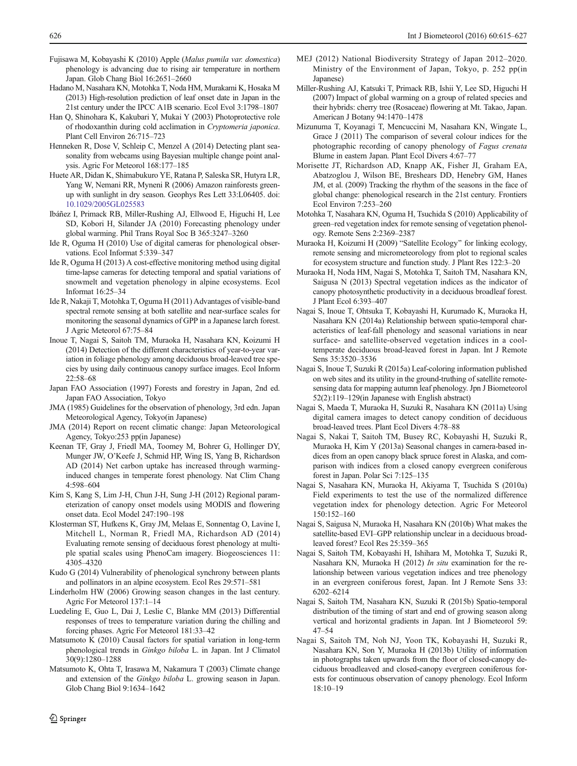Fujisawa M, Kobayashi K (2010) Apple (*Malus pumila var. domestica*) phenology is advancing due to rising air temperature in northern Japan. Glob Chang Biol 16:2651–2660

Hadano M, Nasahara KN, Motohka T, Noda HM, Murakami K, Hosaka M (2013) High-resolution prediction of leaf onset date in Japan in the 21st century under the IPCC A1B scenario. Ecol Evol 3:1798–1807

Han Q, Shinohara K, Kakubari Y, Mukai Y (2003) Photoprotective role of rhodoxanthin during cold acclimation in *Cryptomeria japonica*. Plant Cell Environ 26:715–723

Henneken R, Dose V, Schleip C, Menzel A (2014) Detecting plant seasonality from webcams using Bayesian multiple change point analysis. Agric For Meteorol 168:177–185

Huete AR, Didan K, Shimabukuro YE, Ratana P, Saleska SR, Hutyra LR, Yang W, Nemani RR, Myneni R (2006) Amazon rainforests green-up with sunlight in dry season. Geophys Res Lett 33:L06405. doi: 10.1029/2005GL025583

Ibáñez I, Primack RB, Miller-Rushing AJ, Ellwood E, Higuchi H, Lee SD, Kobori H, Silander JA (2010) Forecasting phenology under global warming. Phil Trans Royal Soc B 365:3247–3260

Ide R, Oguma H (2010) Use of digital cameras for phenological observations. Ecol Informat 5:339–347

Ide R, Oguma H (2013) A cost-effective monitoring method using digital time-lapse cameras for detecting temporal and spatial variations of snowmelt and vegetation phenology in alpine ecosystems. Ecol Informat 16:25–34

Ide R, Nakaji T, Motohka T, Oguma H (2011) Advantages of visible-band spectral remote sensing at both satellite and near-surface scales for monitoring the seasonal dynamics of GPP in a Japanese larch forest. J Agric Meteorol 67:75–84

Inoue T, Nagai S, Saitoh TM, Muraoka H, Nasahara KN, Koizumi H (2014) Detection of the different characteristics of year-to-year variation in foliage phenology among deciduous broad-leaved tree species by using daily continuous canopy surface images. Ecol Inform 22:58–68

Japan FAO Association (1997) Forests and forestry in Japan, 2nd ed. Japan FAO Association, Tokyo

JMA (1985) Guidelines for the observation of phenology, 3rd edn. Japan Meteorological Agency, Tokyo(in Japanese)

JMA (2014) Report on recent climatic change: Japan Meteorological Agency, Tokyo:253 pp(in Japanese)

Keenan TF, Gray J, Friedl MA, Toomey M, Bohrer G, Hollinger DY, Munger JW, O'Keefe J, Schmid HP, Wing IS, Yang B, Richardson AD (2014) Net carbon uptake has increased through warming-induced changes in temperate forest phenology. Nat Clim Chang 4:598–604

Kim S, Kang S, Lim J-H, Chun J-H, Sung J-H (2012) Regional parameterization of canopy onset models using MODIS and flowering onset data. Ecol Model 247:190–198

Klosterman ST, Hufkens K, Gray JM, Melaas E, Sonnentag O, Lavine I, Mitchell L, Norman R, Friedl MA, Richardson AD (2014) Evaluating remote sensing of deciduous forest phenology at multiple spatial scales using PhenoCam imagery. Biogeosciences 11: 4305–4320

Kudo G (2014) Vulnerability of phenological synchrony between plants and pollinators in an alpine ecosystem. Ecol Res 29:571–581

Linderholm HW (2006) Growing season changes in the last century. Agric For Meteorol 137:1–14

Luedeling E, Guo L, Dai J, Leslie C, Blanke MM (2013) Differential responses of trees to temperature variation during the chilling and forcing phases. Agric For Meteorol 181:33–42

Matsumoto K (2010) Causal factors for spatial variation in long-term phenological trends in *Ginkgo biloba* L. in Japan. Int J Climatol 30(9):1280–1288

Matsumoto K, Ohta T, Irasawa M, Nakamura T (2003) Climate change and extension of the *Ginkgo biloba* L. growing season in Japan. Glob Chang Biol 9:1634–1642

MEJ (2012) National Biodiversity Strategy of Japan 2012–2020. Ministry of the Environment of Japan, Tokyo, p. 252 pp(in Japanese)

Miller-Rushing AJ, Katsuki T, Primack RB, Ishii Y, Lee SD, Higuchi H (2007) Impact of global warming on a group of related species and their hybrids: cherry tree (Rosaceae) flowering at Mt. Takao, Japan. American J Botany 94:1470–1478

Mizunuma T, Koyanagi T, Mencuccini M, Nasahara KN, Wingate L, Grace J (2011) The comparison of several colour indices for the photographic recording of canopy phenology of *Fagus crenata* Blume in eastern Japan. Plant Ecol Divers 4:67–77

Morisette JT, Richardson AD, Knapp AK, Fisher JI, Graham EA, Abatzoglou J, Wilson BE, Breshears DD, Henebry GM, Hanes JM, et al. (2009) Tracking the rhythm of the seasons in the face of global change: phenological research in the 21st century. Frontiers Ecol Environ 7:253–260

Motohka T, Nasahara KN, Oguma H, Tsuchida S (2010) Applicability of green–red vegetation index for remote sensing of vegetation phenology. Remote Sens 2:2369–2387

Muraoka H, Koizumi H (2009) "Satellite Ecology" for linking ecology, remote sensing and micrometeorology from plot to regional scales for ecosystem structure and function study. J Plant Res 122:3–20

Muraoka H, Noda HM, Nagai S, Motohka T, Saitoh TM, Nasahara KN, Saigusa N (2013) Spectral vegetation indices as the indicator of canopy photosynthetic productivity in a deciduous broadleaf forest. J Plant Ecol 6:393–407

Nagai S, Inoue T, Ohtsuka T, Kobayashi H, Kurumado K, Muraoka H, Nasahara KN (2014a) Relationship between spatio-temporal characteristics of leaf-fall phenology and seasonal variations in near surface- and satellite-observed vegetation indices in a cool-temperate deciduous broad-leaved forest in Japan. Int J Remote Sens 35:3520–3536

Nagai S, Inoue T, Suzuki R (2015a) Leaf-coloring information published on web sites and its utility in the ground-truthing of satellite remote-sensing data for mapping autumn leaf phenology. Jpn J Biometeorol 52(2):119–129(in Japanese with English abstract)

Nagai S, Maeda T, Muraoka H, Suzuki R, Nasahara KN (2011a) Using digital camera images to detect canopy condition of deciduous broad-leaved trees. Plant Ecol Divers 4:78–88

Nagai S, Nakai T, Saitoh TM, Busey RC, Kobayashi H, Suzuki R, Muraoka H, Kim Y (2013a) Seasonal changes in camera-based indices from an open canopy black spruce forest in Alaska, and comparison with indices from a closed canopy evergreen coniferous forest in Japan. Polar Sci 7:125–135

Nagai S, Nasahara KN, Muraoka H, Akiyama T, Tsuchida S (2010a) Field experiments to test the use of the normalized difference vegetation index for phenology detection. Agric For Meteorol 150:152–160

Nagai S, Saigusa N, Muraoka H, Nasahara KN (2010b) What makes the satellite-based EVI–GPP relationship unclear in a deciduous broad-leaved forest? Ecol Res 25:359–365

Nagai S, Saitoh TM, Kobayashi H, Ishihara M, Motohka T, Suzuki R, Nasahara KN, Muraoka H (2012) *In situ* examination for the relationship between various vegetation indices and tree phenology in an evergreen coniferous forest, Japan. Int J Remote Sens 33: 6202–6214

Nagai S, Saitoh TM, Nasahara KN, Suzuki R (2015b) Spatio-temporal distribution of the timing of start and end of growing season along vertical and horizontal gradients in Japan. Int J Biometeorol 59: 47–54

Nagai S, Saitoh TM, Noh NJ, Yoon TK, Kobayashi H, Suzuki R, Nasahara KN, Son Y, Muraoka H (2013b) Utility of information in photographs taken upwards from the floor of closed-canopy deciduous broadleaved and closed-canopy evergreen coniferous forests for continuous observation of canopy phenology. Ecol Inform 18:10–19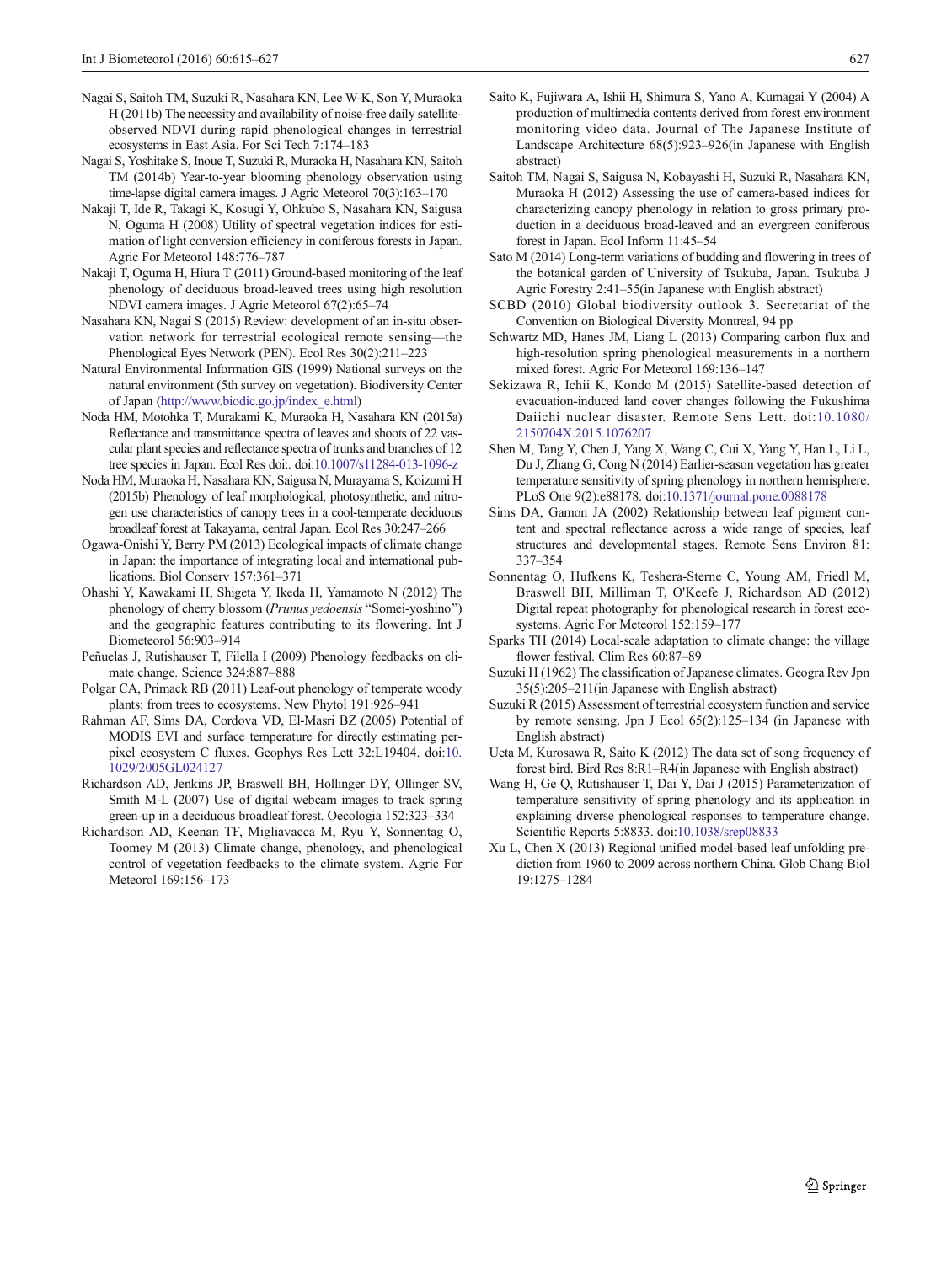Nagai S, Saitoh TM, Suzuki R, Nasahara KN, Lee W-K, Son Y, Muraoka H (2011b) The necessity and availability of noise-free daily satellite-observed NDVI during rapid phenological changes in terrestrial ecosystems in East Asia. For Sci Tech 7:174–183

Nagai S, Yoshitake S, Inoue T, Suzuki R, Muraoka H, Nasahara KN, Saitoh TM (2014b) Year-to-year blooming phenology observation using time-lapse digital camera images. J Agric Meteorol 70(3):163–170

Nakaji T, Ide R, Takagi K, Kosugi Y, Ohkubo S, Nasahara KN, Saigusa N, Oguma H (2008) Utility of spectral vegetation indices for estimation of light conversion efficiency in coniferous forests in Japan. Agric For Meteorol 148:776–787

Nakaji T, Oguma H, Hiura T (2011) Ground-based monitoring of the leaf phenology of deciduous broad-leaved trees using high resolution NDVI camera images. J Agric Meteorol 67(2):65–74

Nasahara KN, Nagai S (2015) Review: development of an in-situ observation network for terrestrial ecological remote sensing—the Phenological Eyes Network (PEN). Ecol Res 30(2):211–223

Natural Environmental Information GIS (1999) National surveys on the natural environment (5th survey on vegetation). Biodiversity Center of Japan (http://www.biodic.go.jp/index_e.html)

Noda HM, Motohka T, Murakami K, Muraoka H, Nasahara KN (2015a) Reflectance and transmittance spectra of leaves and shoots of 22 vascular plant species and reflectance spectra of trunks and branches of 12 tree species in Japan. Ecol Res doi:. doi:10.1007/s11284-013-1096-z

Noda HM, Muraoka H, Nasahara KN, Saigusa N, Murayama S, Koizumi H (2015b) Phenology of leaf morphological, photosynthetic, and nitrogen use characteristics of canopy trees in a cool-temperate deciduous broadleaf forest at Takayama, central Japan. Ecol Res 30:247–266

Ogawa-Onishi Y, Berry PM (2013) Ecological impacts of climate change in Japan: the importance of integrating local and international publications. Biol Conserv 157:361–371

Ohashi Y, Kawakami H, Shigeta Y, Ikeda H, Yamamoto N (2012) The phenology of cherry blossom (*Prunus yedoensis* "Somei-yoshino") and the geographic features contributing to its flowering. Int J Biometeorol 56:903–914

Peñuelas J, Rutishauser T, Filella I (2009) Phenology feedbacks on climate change. Science 324:887–888

Polgar CA, Primack RB (2011) Leaf-out phenology of temperate woody plants: from trees to ecosystems. New Phytol 191:926–941

Rahman AF, Sims DA, Cordova VD, El-Masri BZ (2005) Potential of MODIS EVI and surface temperature for directly estimating per-pixel ecosystem C fluxes. Geophys Res Lett 32:L19404. doi:10.1029/2005GL024127

Richardson AD, Jenkins JP, Braswell BH, Hollinger DY, Ollinger SV, Smith M-L (2007) Use of digital webcam images to track spring green-up in a deciduous broadleaf forest. Oecologia 152:323–334

Richardson AD, Keenan TF, Migliavacca M, Ryu Y, Sonnentag O, Toomey M (2013) Climate change, phenology, and phenological control of vegetation feedbacks to the climate system. Agric For Meteorol 169:156–173

Saito K, Fujiwara A, Ishii H, Shimura S, Yano A, Kumagai Y (2004) A production of multimedia contents derived from forest environment monitoring video data. Journal of The Japanese Institute of Landscape Architecture 68(5):923–926(in Japanese with English abstract)

Saitoh TM, Nagai S, Saigusa N, Kobayashi H, Suzuki R, Nasahara KN, Muraoka H (2012) Assessing the use of camera-based indices for characterizing canopy phenology in relation to gross primary production in a deciduous broad-leaved and an evergreen coniferous forest in Japan. Ecol Inform 11:45–54

Sato M (2014) Long-term variations of budding and flowering in trees of the botanical garden of University of Tsukuba, Japan. Tsukuba J Agric Forestry 2:41–55(in Japanese with English abstract)

SCBD (2010) Global biodiversity outlook 3. Secretariat of the Convention on Biological Diversity Montreal, 94 pp

Schwartz MD, Hanes JM, Liang L (2013) Comparing carbon flux and high-resolution spring phenological measurements in a northern mixed forest. Agric For Meteorol 169:136–147

Sekizawa R, Ichii K, Kondo M (2015) Satellite-based detection of evacuation-induced land cover changes following the Fukushima Daiichi nuclear disaster. Remote Sens Lett. doi:10.1080/2150704X.2015.1076207

Shen M, Tang Y, Chen J, Yang X, Wang C, Cui X, Yang Y, Han L, Li L, Du J, Zhang G, Cong N (2014) Earlier-season vegetation has greater temperature sensitivity of spring phenology in northern hemisphere. PLoS One 9(2):e88178. doi:10.1371/journal.pone.0088178

Sims DA, Gamon JA (2002) Relationship between leaf pigment content and spectral reflectance across a wide range of species, leaf structures and developmental stages. Remote Sens Environ 81: 337–354

Sonnentag O, Hufkens K, Teshera-Sterne C, Young AM, Friedl M, Braswell BH, Milliman T, O'Keefe J, Richardson AD (2012) Digital repeat photography for phenological research in forest ecosystems. Agric For Meteorol 152:159–177

Sparks TH (2014) Local-scale adaptation to climate change: the village flower festival. Clim Res 60:87–89

Suzuki H (1962) The classification of Japanese climates. Geogra Rev Jpn 35(5):205–211(in Japanese with English abstract)

Suzuki R (2015) Assessment of terrestrial ecosystem function and service by remote sensing. Jpn J Ecol 65(2):125–134 (in Japanese with English abstract)

Ueta M, Kurosawa R, Saito K (2012) The data set of song frequency of forest bird. Bird Res 8:R1–R4(in Japanese with English abstract)

Wang H, Ge Q, Rutishauser T, Dai Y, Dai J (2015) Parameterization of temperature sensitivity of spring phenology and its application in explaining diverse phenological responses to temperature change. Scientific Reports 5:8833. doi:10.1038/srep08833

Xu L, Chen X (2013) Regional unified model-based leaf unfolding prediction from 1960 to 2009 across northern China. Glob Chang Biol 19:1275–1284